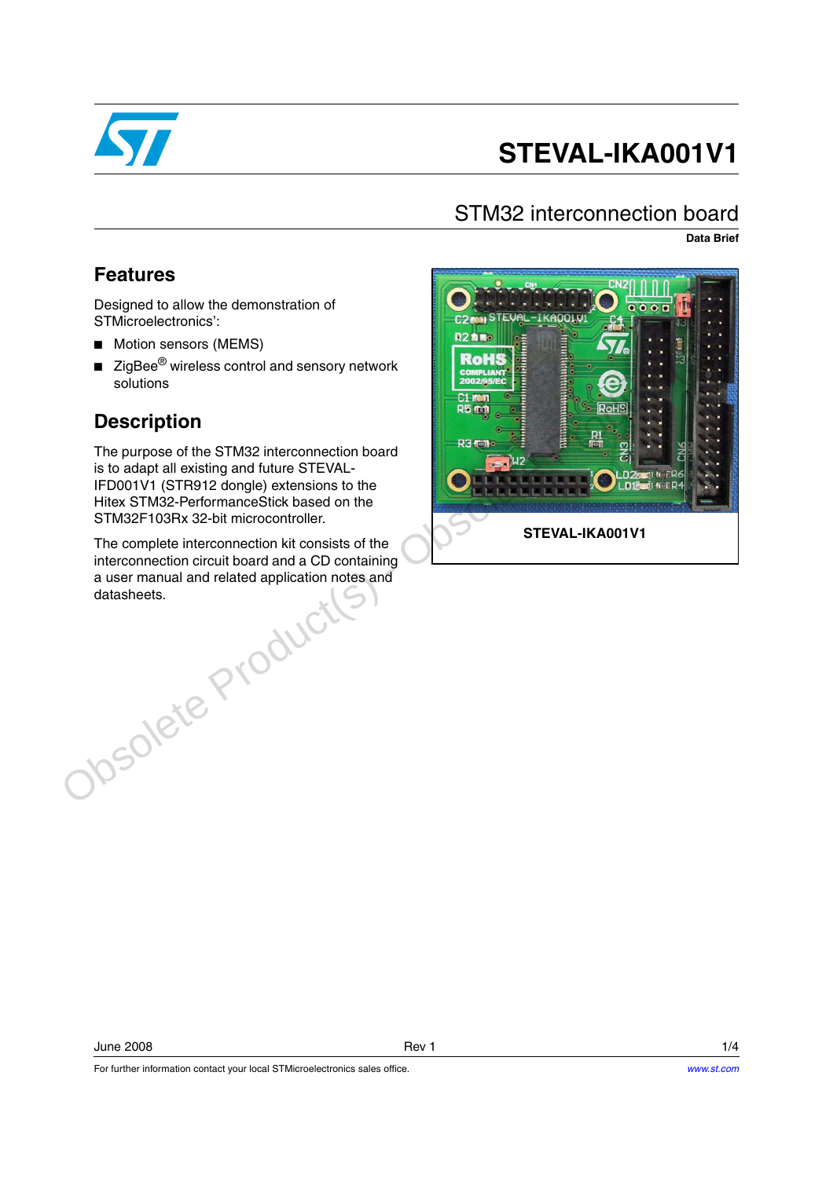# STEVAL-IKA001V1

## STM32 interconnection board

**Data Brief**

## Features

Designed to allow the demonstration of STMicroelectronics':

- Motion sensors (MEMS)
- ZigBee® wireless control and sensory network solutions

## Description

The purpose of the STM32 interconnection board is to adapt all existing and future STEVAL-IFD001V1 (STR912 dongle) extensions to the Hitex STM32-PerformanceStick based on the STM32F103Rx 32-bit microcontroller.

The complete interconnection kit consists of the interconnection circuit board and a CD containing a user manual and related application notes and datasheets.

**STEVAL-IKA001V1**

June 2008 Rev 1

For further information contact your local STMicroelectronics sales office. www.st.com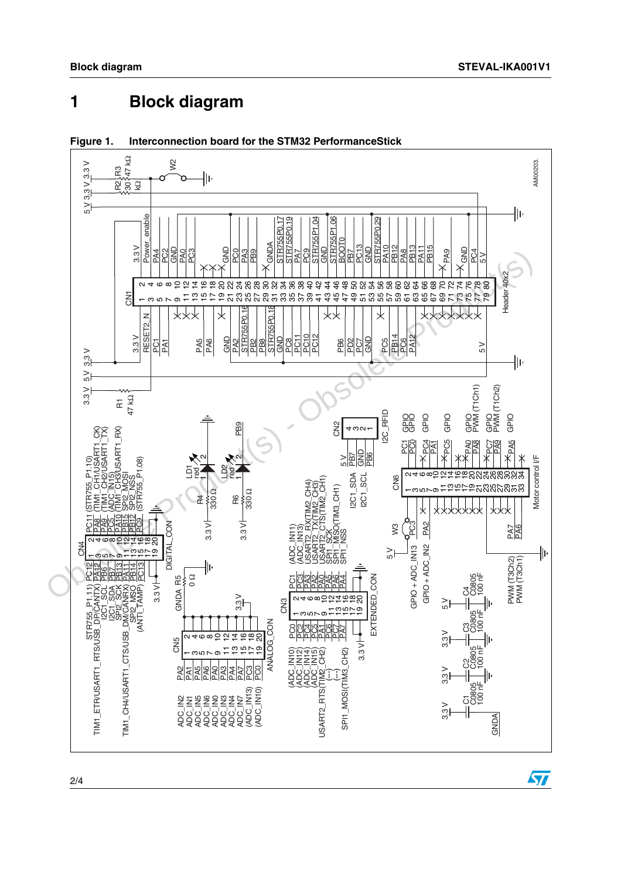# 1 Block diagram

**Figure 1. Interconnection board for the STM32 PerformanceStick**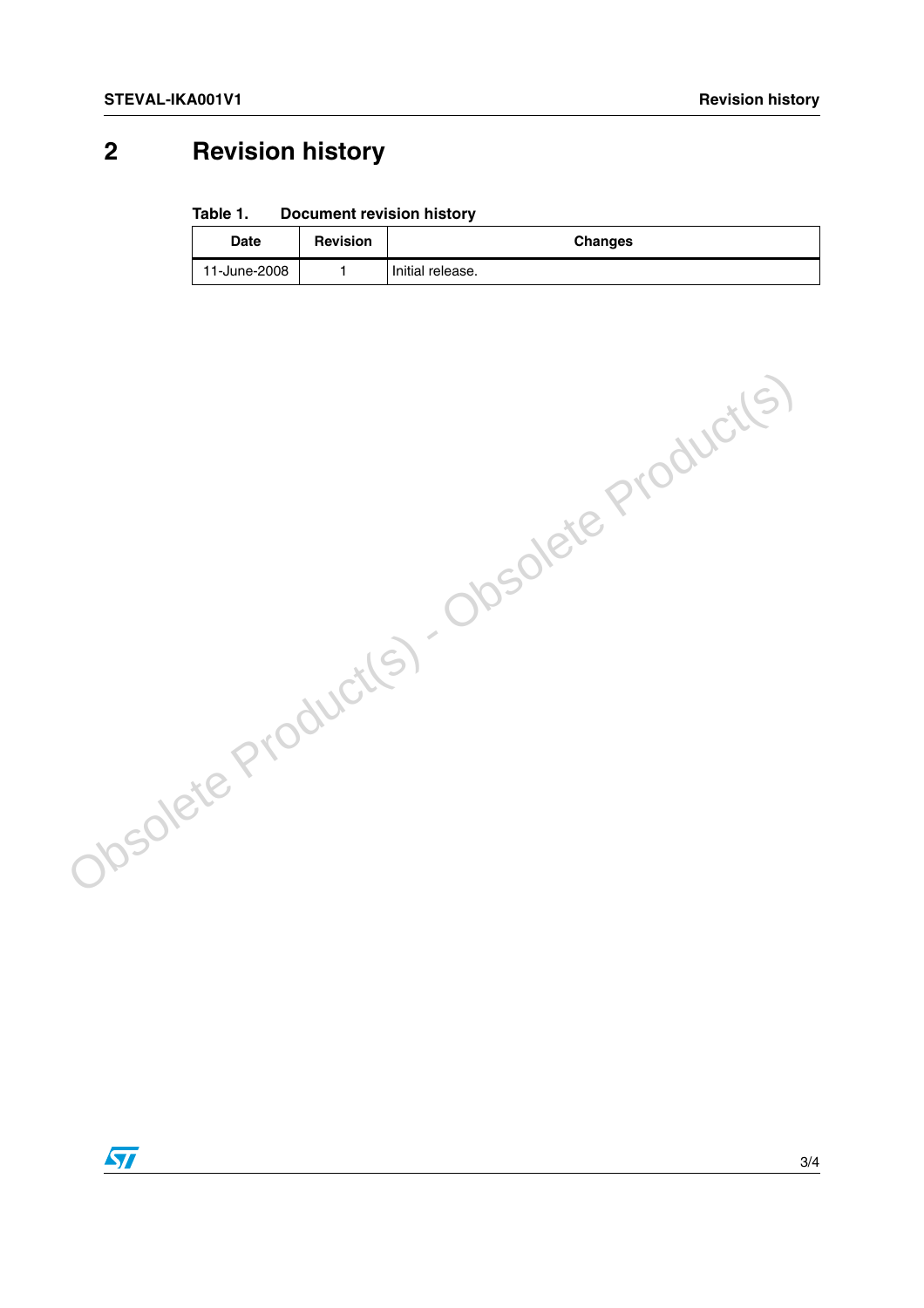# 2 Revision history

Table 1. Document revision history

| Date | Revision | Changes |
|---|---|---|
| 11-June-2008 | 1 | Initial release. |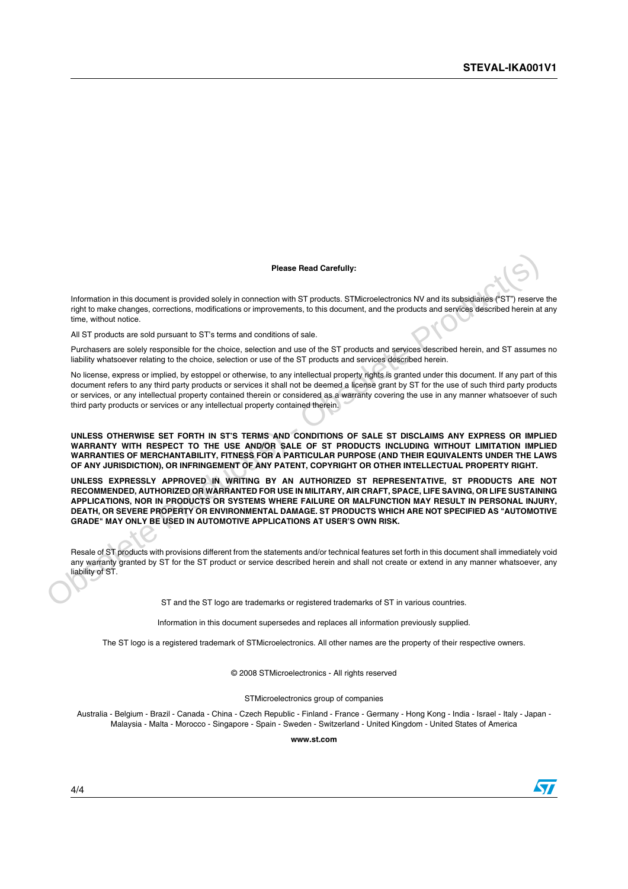**Please Read Carefully:**

Information in this document is provided solely in connection with ST products. STMicroelectronics NV and its subsidiaries ("ST") reserve the right to make changes, corrections, modifications or improvements, to this document, and the products and services described herein at any time, without notice.

All ST products are sold pursuant to ST's terms and conditions of sale.

Purchasers are solely responsible for the choice, selection and use of the ST products and services described herein, and ST assumes no liability whatsoever relating to the choice, selection or use of the ST products and services described herein.

No license, express or implied, by estoppel or otherwise, to any intellectual property rights is granted under this document. If any part of this document refers to any third party products or services it shall not be deemed a license grant by ST for the use of such third party products or services, or any intellectual property contained therein or considered as a warranty covering the use in any manner whatsoever of such third party products or services or any intellectual property contained therein.

**UNLESS OTHERWISE SET FORTH IN ST'S TERMS AND CONDITIONS OF SALE ST DISCLAIMS ANY EXPRESS OR IMPLIED WARRANTY WITH RESPECT TO THE USE AND/OR SALE OF ST PRODUCTS INCLUDING WITHOUT LIMITATION IMPLIED WARRANTIES OF MERCHANTABILITY, FITNESS FOR A PARTICULAR PURPOSE (AND THEIR EQUIVALENTS UNDER THE LAWS OF ANY JURISDICTION), OR INFRINGEMENT OF ANY PATENT, COPYRIGHT OR OTHER INTELLECTUAL PROPERTY RIGHT.**

**UNLESS EXPRESSLY APPROVED IN WRITING BY AN AUTHORIZED ST REPRESENTATIVE, ST PRODUCTS ARE NOT RECOMMENDED, AUTHORIZED OR WARRANTED FOR USE IN MILITARY, AIR CRAFT, SPACE, LIFE SAVING, OR LIFE SUSTAINING APPLICATIONS, NOR IN PRODUCTS OR SYSTEMS WHERE FAILURE OR MALFUNCTION MAY RESULT IN PERSONAL INJURY, DEATH, OR SEVERE PROPERTY OR ENVIRONMENTAL DAMAGE. ST PRODUCTS WHICH ARE NOT SPECIFIED AS "AUTOMOTIVE GRADE" MAY ONLY BE USED IN AUTOMOTIVE APPLICATIONS AT USER'S OWN RISK.**

Resale of ST products with provisions different from the statements and/or technical features set forth in this document shall immediately void any warranty granted by ST for the ST product or service described herein and shall not create or extend in any manner whatsoever, any liability of ST.

ST and the ST logo are trademarks or registered trademarks of ST in various countries.

Information in this document supersedes and replaces all information previously supplied.

The ST logo is a registered trademark of STMicroelectronics. All other names are the property of their respective owners.

© 2008 STMicroelectronics - All rights reserved

STMicroelectronics group of companies

Australia - Belgium - Brazil - Canada - China - Czech Republic - Finland - France - Germany - Hong Kong - India - Israel - Italy - Japan - Malaysia - Malta - Morocco - Singapore - Spain - Sweden - Switzerland - United Kingdom - United States of America

**www.st.com**